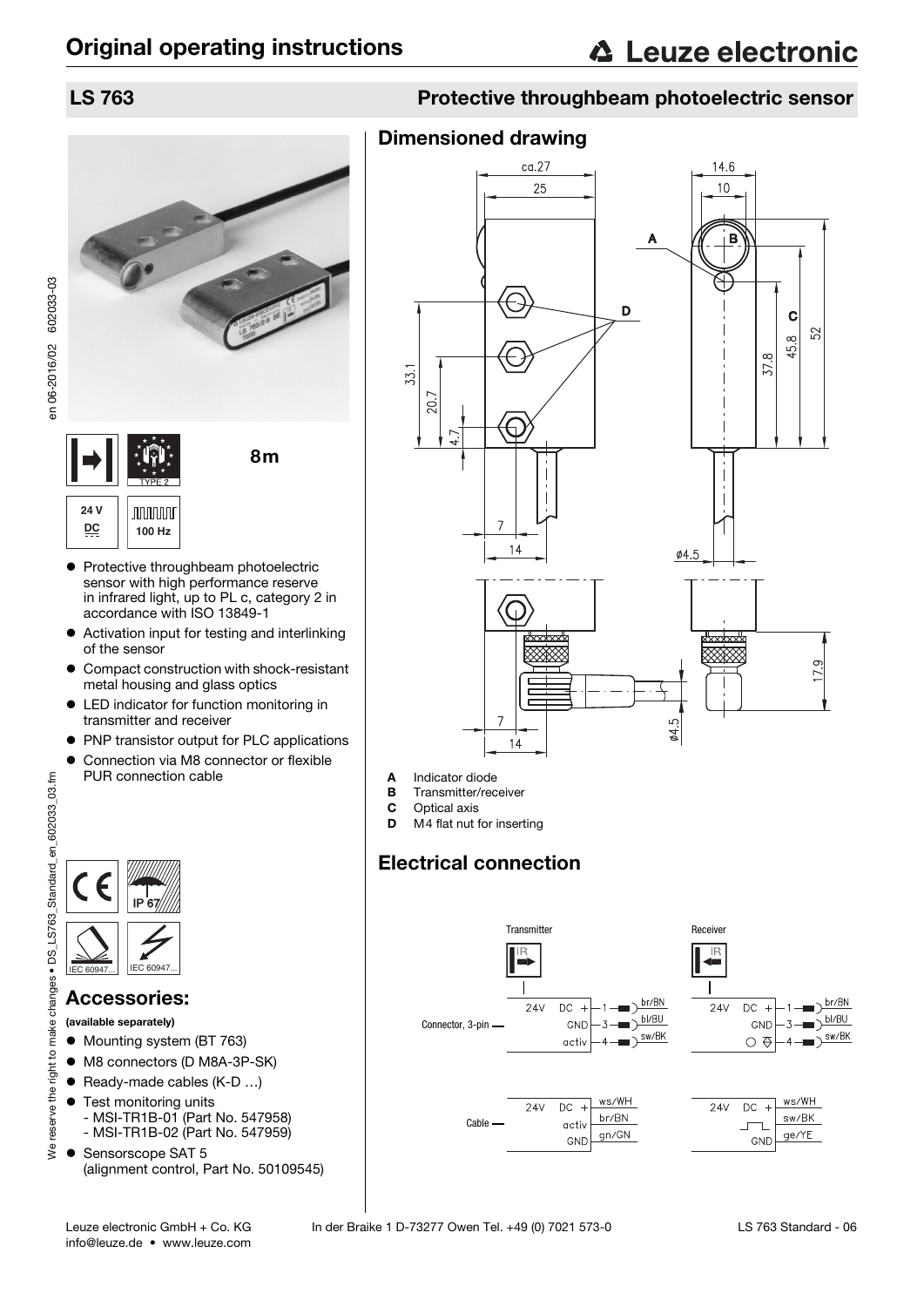# Original operating instructions

## LS 763 — Protective throughbeam photoelectric sensor

8m

24 V DC

100 Hz

TYPE 2

- Protective throughbeam photoelectric sensor with high performance reserve in infrared light, up to PL c, category 2 in accordance with ISO 13849-1
- Activation input for testing and interlinking of the sensor
- Compact construction with shock-resistant metal housing and glass optics
- LED indicator for function monitoring in transmitter and receiver
- PNP transistor output for PLC applications
- Connection via M8 connector or flexible PUR connection cable

IP 67

IEC 60947...

IEC 60947...

## Accessories:

**(available separately)**

- Mounting system (BT 763)
- M8 connectors (D M8A-3P-SK)
- Ready-made cables (K-D …)
- Test monitoring units
  - MSI-TR1B-01 (Part No. 547958)
  - MSI-TR1B-02 (Part No. 547959)
- Sensorscope SAT 5 (alignment control, Part No. 50109545)

## Dimensioned drawing

- **A** Indicator diode
- **B** Transmitter/receiver
- **C** Optical axis
- **D** M4 flat nut for inserting

## Electrical connection

**Connector, 3-pin**

| Transmitter | Pin | Wire | Receiver | Pin | Wire |
|---|---|---|---|---|---|
| 24V DC + | 1 | br/BN | 24V DC + | 1 | br/BN |
| GND | 3 | bl/BU | GND | 3 | bl/BU |
| activ | 4 | sw/BK | Output | 4 | sw/BK |

**Cable**

| Transmitter | Wire | Receiver | Wire |
|---|---|---|---|
| 24V DC + | ws/WH | 24V DC + | ws/WH |
| activ | br/BN | Output | sw/BK |
| GND | gn/GN | GND | ge/YE |

Leuze electronic GmbH + Co. KG In der Braike 1 D-73277 Owen Tel. +49 (0) 7021 573-0
info@leuze.de • www.leuze.com

en 06-2016/02 602033-03

We reserve the right to make changes • DS_LS763_Standard_en_602033_03.fm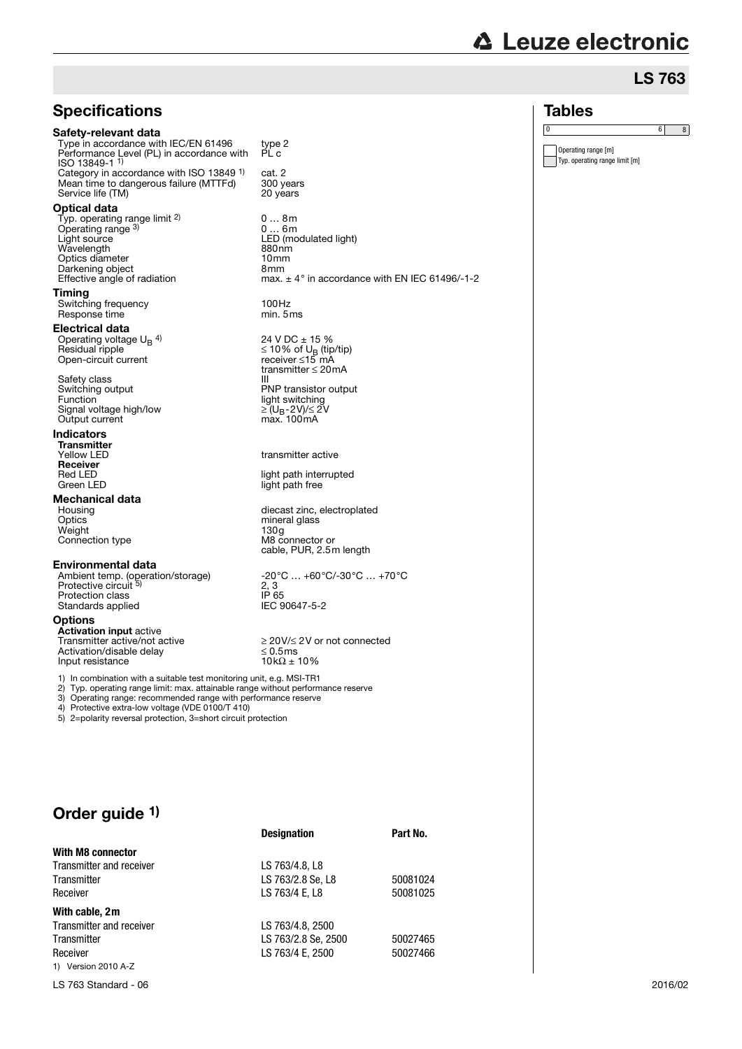## LS 763

## Specifications

| | |
|---|---|
| **Safety-relevant data** | |
| Type in accordance with IEC/EN 61496 | type 2 |
| Performance Level (PL) in accordance with ISO 13849-1 [1] | PL c |
| Category in accordance with ISO 13849 [1] | cat. 2 |
| Mean time to dangerous failure (MTTFd) | 300 years |
| Service life (TM) | 20 years |
| **Optical data** | |
| Typ. operating range limit [2] | 0 … 8m |
| Operating range [3] | 0 … 6m |
| Light source | LED (modulated light) |
| Wavelength | 880nm |
| Optics diameter | 10mm |
| Darkening object | 8mm |
| Effective angle of radiation | max. ± 4° in accordance with EN IEC 61496/-1-2 |
| **Timing** | |
| Switching frequency | 100Hz |
| Response time | min. 5ms |
| **Electrical data** | |
| Operating voltage $U_B$ [4] | 24 V DC ± 15 % |
| Residual ripple | ≤ 10% of $U_B$ (tip/tip) |
| Open-circuit current | receiver ≤15 mA<br>transmitter ≤ 20mA |
| Safety class | III |
| Switching output | PNP transistor output |
| Function | light switching |
| Signal voltage high/low | ≥ ($U_B$-2V)/≤ 2V |
| Output current | max. 100mA |
| **Indicators** | |
| **Transmitter** | |
| Yellow LED | transmitter active |
| **Receiver** | |
| Red LED | light path interrupted |
| Green LED | light path free |
| **Mechanical data** | |
| Housing | diecast zinc, electroplated |
| Optics | mineral glass |
| Weight | 130g |
| Connection type | M8 connector or<br>cable, PUR, 2.5m length |
| **Environmental data** | |
| Ambient temp. (operation/storage) | -20°C … +60°C/-30°C … +70°C |
| Protective circuit [5] | 2, 3 |
| Protection class | IP 65 |
| Standards applied | IEC 90647-5-2 |
| **Options** | |
| **Activation input** active | |
| Transmitter active/not active | ≥ 20V/≤ 2V or not connected |
| Activation/disable delay | ≤ 0.5ms |
| Input resistance | 10kΩ ± 10% |

1) In combination with a suitable test monitoring unit, e.g. MSI-TR1
2) Typ. operating range limit: max. attainable range without performance reserve
3) Operating range: recommended range with performance reserve
4) Protective extra-low voltage (VDE 0100/T 410)
5) 2=polarity reversal protection, 3=short circuit protection

## Tables

| 0 | 6 | 8 |
|---|---|---|

Operating range [m]
Typ. operating range limit [m]

## Order guide [1]

| | Designation | Part No. |
|---|---|---|
| **With M8 connector** | | |
| Transmitter and receiver | LS 763/4.8, L8 | |
| Transmitter | LS 763/2.8 Se, L8 | 50081024 |
| Receiver | LS 763/4 E, L8 | 50081025 |
| **With cable, 2m** | | |
| Transmitter and receiver | LS 763/4.8, 2500 | |
| Transmitter | LS 763/2.8 Se, 2500 | 50027465 |
| Receiver | LS 763/4 E, 2500 | 50027466 |

1) Version 2010 A-Z

LS 763 Standard - 06 2016/02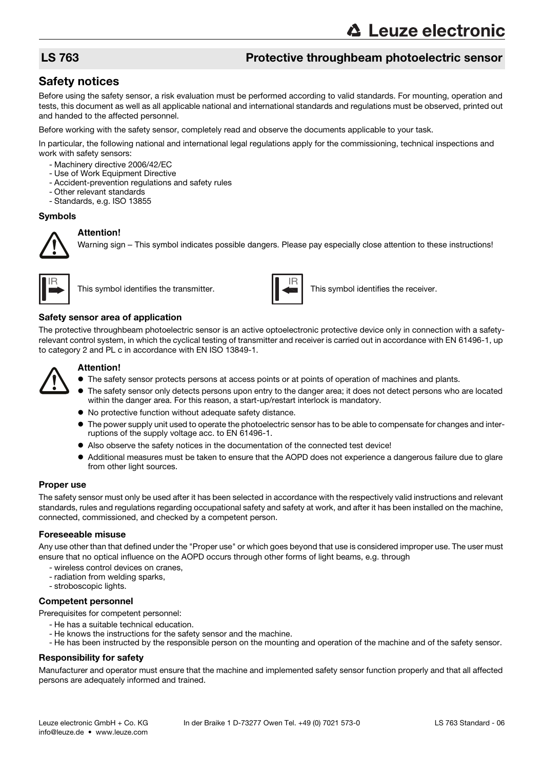## LS 763 Protective throughbeam photoelectric sensor

## Safety notices

Before using the safety sensor, a risk evaluation must be performed according to valid standards. For mounting, operation and tests, this document as well as all applicable national and international standards and regulations must be observed, printed out and handed to the affected personnel.

Before working with the safety sensor, completely read and observe the documents applicable to your task.

In particular, the following national and international legal regulations apply for the commissioning, technical inspections and work with safety sensors:

- Machinery directive 2006/42/EC
- Use of Work Equipment Directive
- Accident-prevention regulations and safety rules
- Other relevant standards
- Standards, e.g. ISO 13855

### Symbols

**Attention!**
Warning sign – This symbol indicates possible dangers. Please pay especially close attention to these instructions!

This symbol identifies the transmitter.

This symbol identifies the receiver.

### Safety sensor area of application

The protective throughbeam photoelectric sensor is an active optoelectronic protective device only in connection with a safety-relevant control system, in which the cyclical testing of transmitter and receiver is carried out in accordance with EN 61496-1, up to category 2 and PL c in accordance with EN ISO 13849-1.

**Attention!**

- The safety sensor protects persons at access points or at points of operation of machines and plants.
- The safety sensor only detects persons upon entry to the danger area; it does not detect persons who are located within the danger area. For this reason, a start-up/restart interlock is mandatory.
- No protective function without adequate safety distance.
- The power supply unit used to operate the photoelectric sensor has to be able to compensate for changes and interruptions of the supply voltage acc. to EN 61496-1.
- Also observe the safety notices in the documentation of the connected test device!
- Additional measures must be taken to ensure that the AOPD does not experience a dangerous failure due to glare from other light sources.

### Proper use

The safety sensor must only be used after it has been selected in accordance with the respectively valid instructions and relevant standards, rules and regulations regarding occupational safety and safety at work, and after it has been installed on the machine, connected, commissioned, and checked by a competent person.

### Foreseeable misuse

Any use other than that defined under the "Proper use" or which goes beyond that use is considered improper use. The user must ensure that no optical influence on the AOPD occurs through other forms of light beams, e.g. through

- wireless control devices on cranes,
- radiation from welding sparks,
- stroboscopic lights.

### Competent personnel

Prerequisites for competent personnel:

- He has a suitable technical education.
- He knows the instructions for the safety sensor and the machine.
- He has been instructed by the responsible person on the mounting and operation of the machine and of the safety sensor.

### Responsibility for safety

Manufacturer and operator must ensure that the machine and implemented safety sensor function properly and that all affected persons are adequately informed and trained.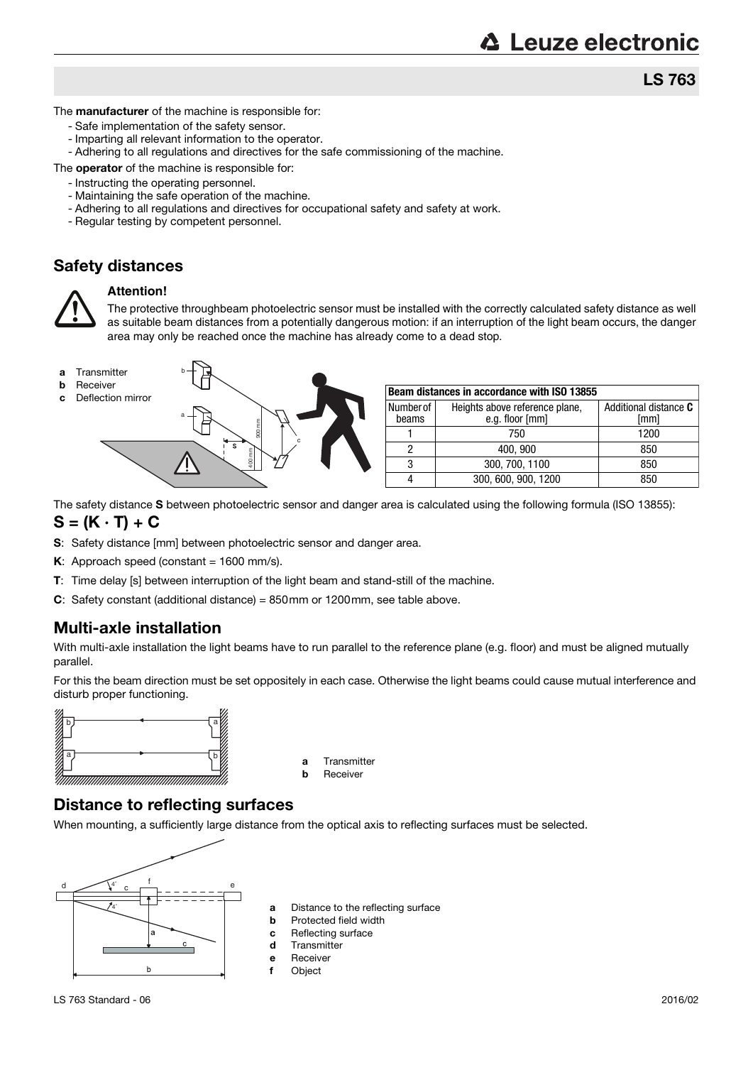The **manufacturer** of the machine is responsible for:

- Safe implementation of the safety sensor.
- Imparting all relevant information to the operator.
- Adhering to all regulations and directives for the safe commissioning of the machine.

The **operator** of the machine is responsible for:

- Instructing the operating personnel.
- Maintaining the safe operation of the machine.
- Adhering to all regulations and directives for occupational safety and safety at work.
- Regular testing by competent personnel.

## Safety distances

**Attention!**

The protective throughbeam photoelectric sensor must be installed with the correctly calculated safety distance as well as suitable beam distances from a potentially dangerous motion: if an interruption of the light beam occurs, the danger area may only be reached once the machine has already come to a dead stop.

- **a** Transmitter
- **b** Receiver
- **c** Deflection mirror

| Beam distances in accordance with ISO 13855 | | |
|---|---|---|
| Number of beams | Heights above reference plane, e.g. floor [mm] | Additional distance **C** [mm] |
| 1 | 750 | 1200 |
| 2 | 400, 900 | 850 |
| 3 | 300, 700, 1100 | 850 |
| 4 | 300, 600, 900, 1200 | 850 |

The safety distance **S** between photoelectric sensor and danger area is calculated using the following formula (ISO 13855):

$$S = (K \cdot T) + C$$

- **S**: Safety distance [mm] between photoelectric sensor and danger area.
- **K**: Approach speed (constant = 1600 mm/s).
- **T**: Time delay [s] between interruption of the light beam and stand-still of the machine.
- **C**: Safety constant (additional distance) = 850 mm or 1200 mm, see table above.

## Multi-axle installation

With multi-axle installation the light beams have to run parallel to the reference plane (e.g. floor) and must be aligned mutually parallel.

For this the beam direction must be set oppositely in each case. Otherwise the light beams could cause mutual interference and disturb proper functioning.

- **a** Transmitter
- **b** Receiver

## Distance to reflecting surfaces

When mounting, a sufficiently large distance from the optical axis to reflecting surfaces must be selected.

- **a** Distance to the reflecting surface
- **b** Protected field width
- **c** Reflecting surface
- **d** Transmitter
- **e** Receiver
- **f** Object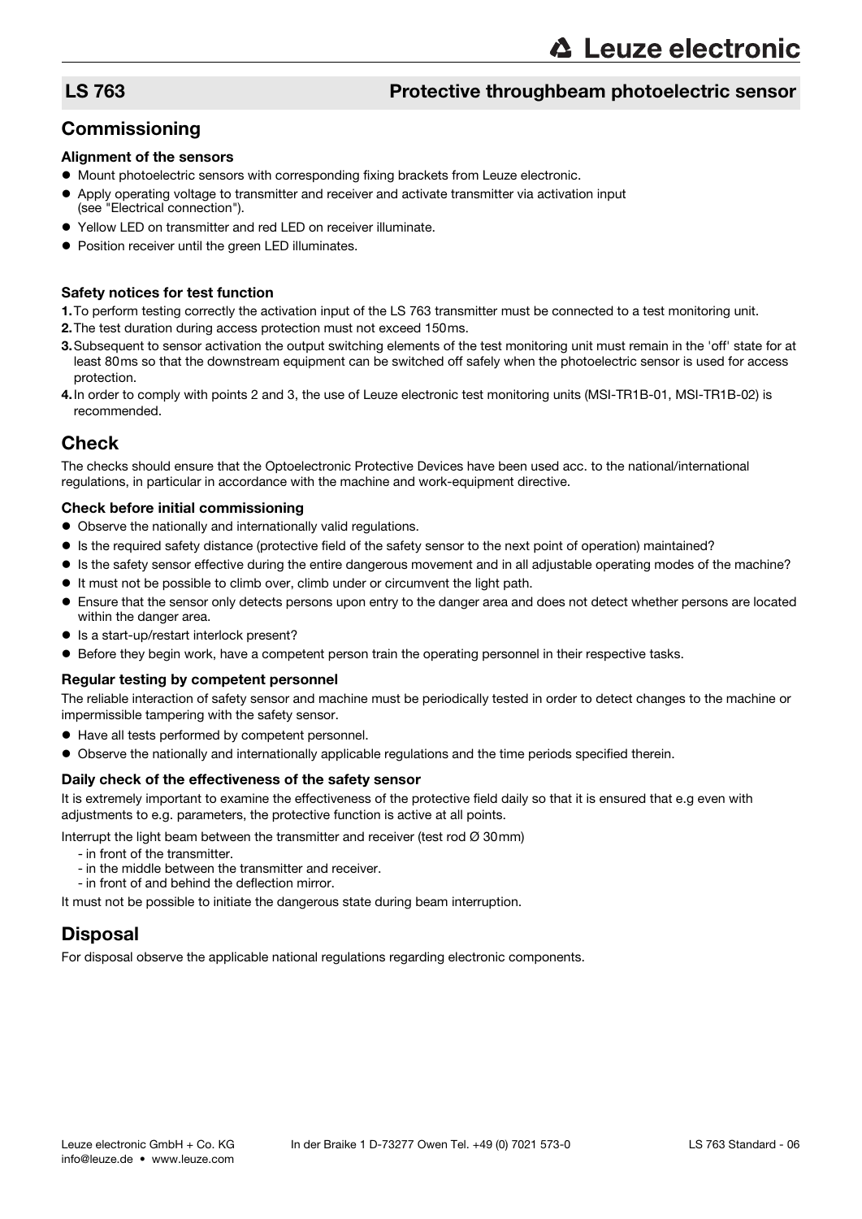# LS 763 Protective throughbeam photoelectric sensor

## Commissioning

### Alignment of the sensors

- Mount photoelectric sensors with corresponding fixing brackets from Leuze electronic.
- Apply operating voltage to transmitter and receiver and activate transmitter via activation input (see "Electrical connection").
- Yellow LED on transmitter and red LED on receiver illuminate.
- Position receiver until the green LED illuminates.

### Safety notices for test function

1. To perform testing correctly the activation input of the LS 763 transmitter must be connected to a test monitoring unit.
2. The test duration during access protection must not exceed 150ms.
3. Subsequent to sensor activation the output switching elements of the test monitoring unit must remain in the 'off' state for at least 80ms so that the downstream equipment can be switched off safely when the photoelectric sensor is used for access protection.
4. In order to comply with points 2 and 3, the use of Leuze electronic test monitoring units (MSI-TR1B-01, MSI-TR1B-02) is recommended.

## Check

The checks should ensure that the Optoelectronic Protective Devices have been used acc. to the national/international regulations, in particular in accordance with the machine and work-equipment directive.

### Check before initial commissioning

- Observe the nationally and internationally valid regulations.
- Is the required safety distance (protective field of the safety sensor to the next point of operation) maintained?
- Is the safety sensor effective during the entire dangerous movement and in all adjustable operating modes of the machine?
- It must not be possible to climb over, climb under or circumvent the light path.
- Ensure that the sensor only detects persons upon entry to the danger area and does not detect whether persons are located within the danger area.
- Is a start-up/restart interlock present?
- Before they begin work, have a competent person train the operating personnel in their respective tasks.

### Regular testing by competent personnel

The reliable interaction of safety sensor and machine must be periodically tested in order to detect changes to the machine or impermissible tampering with the safety sensor.

- Have all tests performed by competent personnel.
- Observe the nationally and internationally applicable regulations and the time periods specified therein.

### Daily check of the effectiveness of the safety sensor

It is extremely important to examine the effectiveness of the protective field daily so that it is ensured that e.g even with adjustments to e.g. parameters, the protective function is active at all points.

Interrupt the light beam between the transmitter and receiver (test rod Ø 30mm)

- in front of the transmitter.
- in the middle between the transmitter and receiver.
- in front of and behind the deflection mirror.

It must not be possible to initiate the dangerous state during beam interruption.

## Disposal

For disposal observe the applicable national regulations regarding electronic components.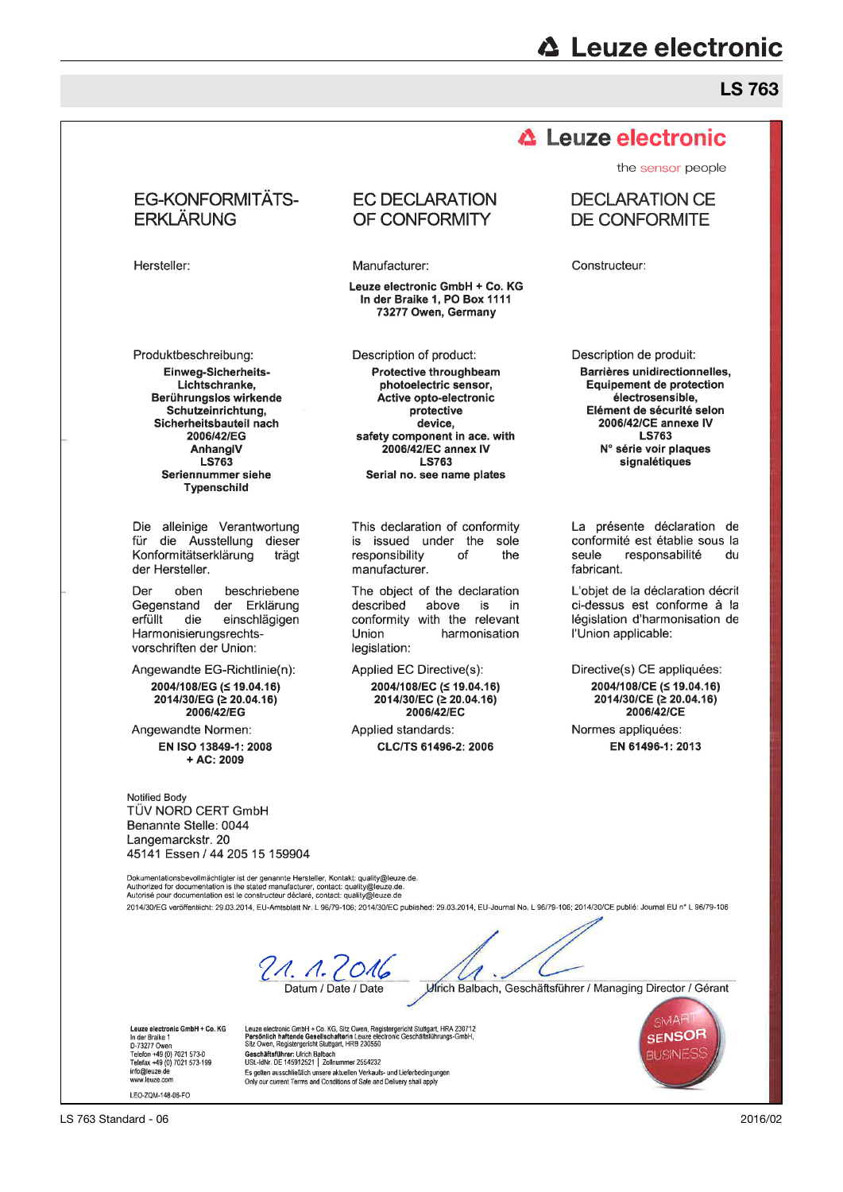**Leuze electronic**

the sensor people

| EG-KONFORMITÄTS-ERKLÄRUNG | EC DECLARATION OF CONFORMITY | DECLARATION CE DE CONFORMITE |
|---|---|---|
| Hersteller: | Manufacturer: | Constructeur: |
| | **Leuze electronic GmbH + Co. KG**<br>**In der Braike 1, PO Box 1111**<br>**73277 Owen, Germany** | |
| Produktbeschreibung: | Description of product: | Description de produit: |
| **Einweg-Sicherheits-Lichtschranke, Berührungslos wirkende Schutzeinrichtung, Sicherheitsbauteil nach 2006/42/EG AnhangIV LS763 Seriennummer siehe Typenschild** | **Protective throughbeam photoelectric sensor, Active opto-electronic protective device, safety component in acc. with 2006/42/EC annex IV LS763 Serial no. see name plates** | **Barrières unidirectionnelles, Equipement de protection électrosensible, Elément de sécurité selon 2006/42/CE annexe IV LS763 N° série voir plaques signalétiques** |
| Die alleinige Verantwortung für die Ausstellung dieser Konformitätserklärung trägt der Hersteller. | This declaration of conformity is issued under the sole responsibility of the manufacturer. | La présente déclaration de conformité est établie sous la seule responsabilité du fabricant. |
| Der oben beschriebene Gegenstand der Erklärung erfüllt die einschlägigen Harmonisierungsrechts-vorschriften der Union: | The object of the declaration described above is in conformity with the relevant Union harmonisation legislation: | L'objet de la déclaration décrit ci-dessus est conforme à la législation d'harmonisation de l'Union applicable: |
| Angewandte EG-Richtlinie(n): | Applied EC Directive(s): | Directive(s) CE appliquées: |
| **2004/108/EG (≤ 19.04.16)**<br>**2014/30/EG (≥ 20.04.16)**<br>**2006/42/EG** | **2004/108/EC (≤ 19.04.16)**<br>**2014/30/EC (≥ 20.04.16)**<br>**2006/42/EC** | **2004/108/CE (≤ 19.04.16)**<br>**2014/30/CE (≥ 20.04.16)**<br>**2006/42/CE** |
| Angewandte Normen: | Applied standards: | Normes appliquées: |
| **EN ISO 13849-1: 2008 + AC: 2009** | **CLC/TS 61496-2: 2006** | **EN 61496-1: 2013** |

Notified Body
TÜV NORD CERT GmbH
Benannte Stelle: 0044
Langemarckstr. 20
45141 Essen / 44 205 15 159904

Dokumentationsbevollmächtigter ist der genannte Hersteller, Kontakt: quality@leuze.de.
Authorized for documentation is the stated manufacturer, contact: quality@leuze.de.
Autorisé pour documentation est le constructeur déclaré, contact: quality@leuze.de
2014/30/EG veröffentlicht: 29.03.2014, EU-Amtsblatt Nr. L 96/79-106; 2014/30/EC published: 29.03.2014, EU-Journal No. L 96/79-106; 2014/30/CE publié: Journal EU n° L 96/79-106

21.1.2016
Datum / Date / Date

Ulrich Balbach, Geschäftsführer / Managing Director / Gérant

**Leuze electronic GmbH + Co. KG**
In der Braike 1
D-73277 Owen
Telefon +49 (0) 7021 573-0
Telefax +49 (0) 7021 573-199
info@leuze.de
www.leuze.com

Leuze electronic GmbH + Co. KG, Sitz Owen, Registergericht Stuttgart, HRA 230712
**Persönlich haftende Gesellschafterin** Leuze electronic Geschäftsführungs-GmbH, Sitz Owen, Registergericht Stuttgart, HRB 230550
**Geschäftsführer:** Ulrich Balbach
USt-IdNr. DE 145912521 | Zollnummer 2554232
Es gelten ausschließlich unsere aktuellen Verkaufs- und Lieferbedingungen
Only our current Terms and Conditions of Sale and Delivery shall apply

SMART SENSOR BUSINESS

LEO-ZQM-148-08-FO